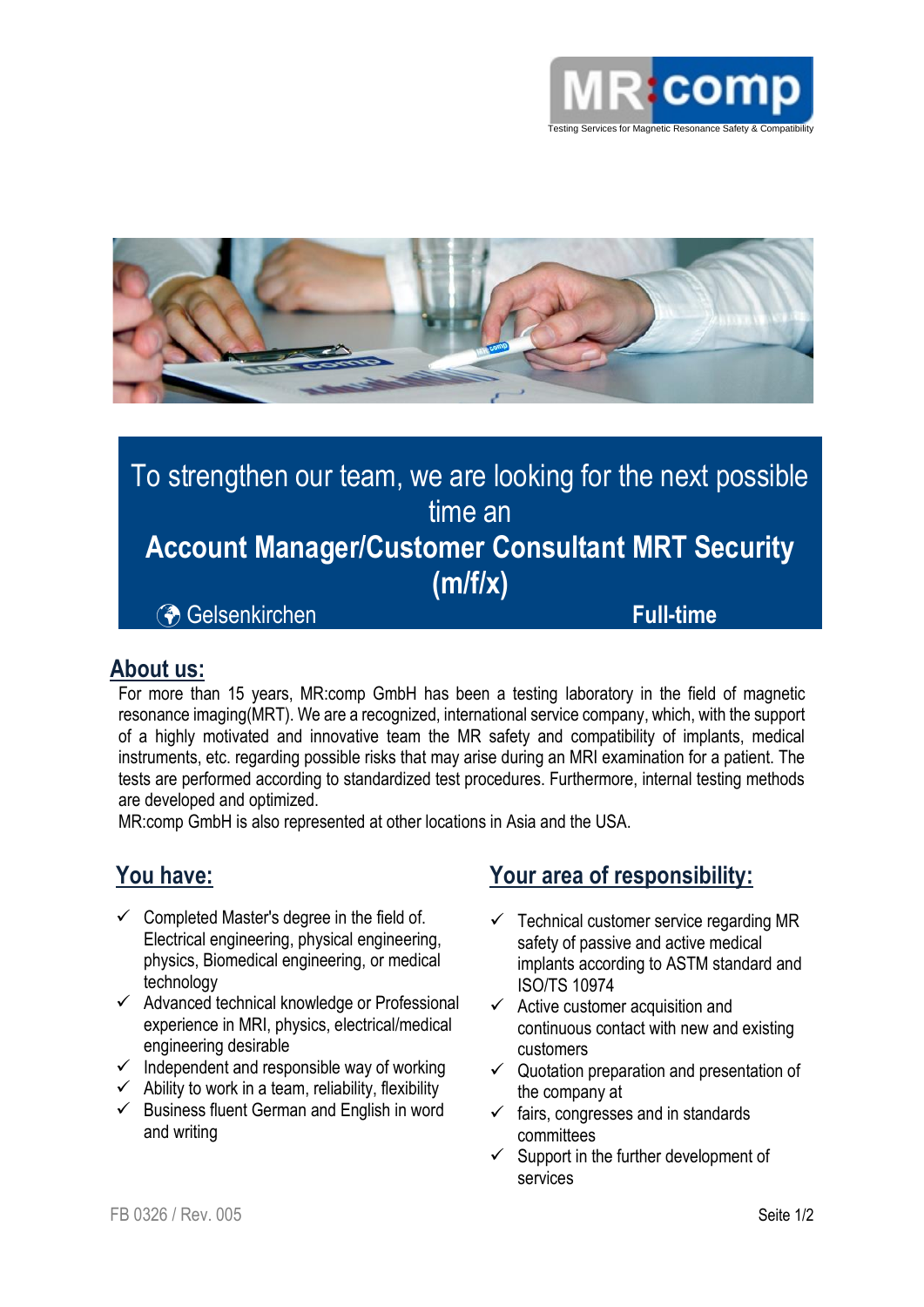MR:comp

Testing Services for Magnetic Resonance Safety & Compatibility

To strengthen our team, we are looking for the next possible time an

**Account Manager/Customer Consultant MRT Security (m/f/x)**

Gelsenkirchen **Full-time**

## About us:

For more than 15 years, MR:comp GmbH has been a testing laboratory in the field of magnetic resonance imaging(MRT). We are a recognized, international service company, which, with the support of a highly motivated and innovative team the MR safety and compatibility of implants, medical instruments, etc. regarding possible risks that may arise during an MRI examination for a patient. The tests are performed according to standardized test procedures. Furthermore, internal testing methods are developed and optimized.

MR:comp GmbH is also represented at other locations in Asia and the USA.

## You have:

- ✓ Completed Master's degree in the field of. Electrical engineering, physical engineering, physics, Biomedical engineering, or medical technology
- ✓ Advanced technical knowledge or Professional experience in MRI, physics, electrical/medical engineering desirable
- ✓ Independent and responsible way of working
- ✓ Ability to work in a team, reliability, flexibility
- ✓ Business fluent German and English in word and writing

## Your area of responsibility:

- ✓ Technical customer service regarding MR safety of passive and active medical implants according to ASTM standard and ISO/TS 10974
- ✓ Active customer acquisition and continuous contact with new and existing customers
- ✓ Quotation preparation and presentation of the company at
- ✓ fairs, congresses and in standards committees
- ✓ Support in the further development of services

FB 0326 / Rev. 005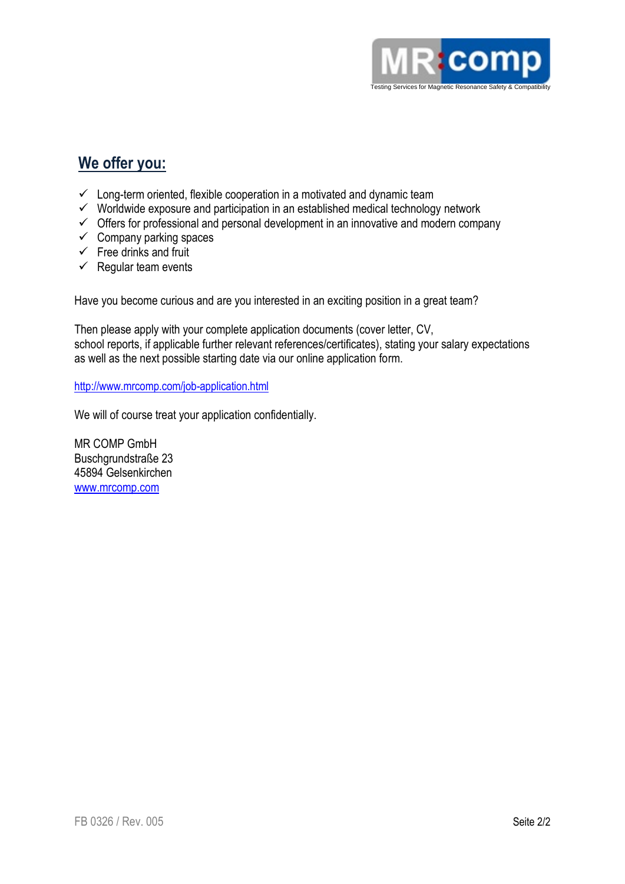## We offer you:

- ✓ Long-term oriented, flexible cooperation in a motivated and dynamic team
- ✓ Worldwide exposure and participation in an established medical technology network
- ✓ Offers for professional and personal development in an innovative and modern company
- ✓ Company parking spaces
- ✓ Free drinks and fruit
- ✓ Regular team events

Have you become curious and are you interested in an exciting position in a great team?

Then please apply with your complete application documents (cover letter, CV, school reports, if applicable further relevant references/certificates), stating your salary expectations as well as the next possible starting date via our online application form.

http://www.mrcomp.com/job-application.html

We will of course treat your application confidentially.

MR COMP GmbH
Buschgrundstraße 23
45894 Gelsenkirchen
www.mrcomp.com

FB 0326 / Rev. 005